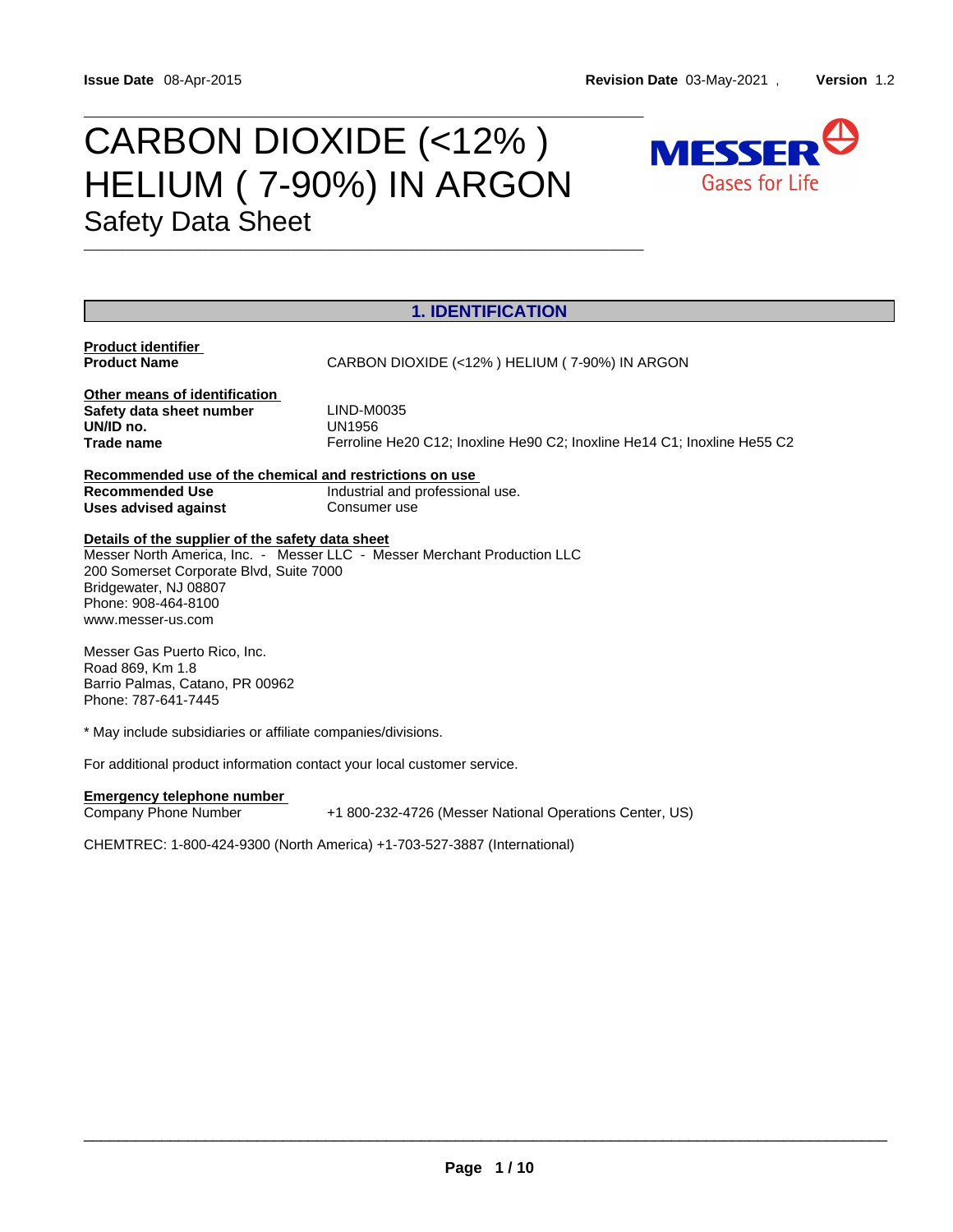Issue Date 08-Apr-2015  Revision Date 03-May-2021 ,  Version 1.2

# CARBON DIOXIDE (<12% ) HELIUM ( 7-90%) IN ARGON

## Safety Data Sheet

MESSER Gases for Life

## 1. IDENTIFICATION

**Product identifier**

| | |
|---|---|
| **Product Name** | CARBON DIOXIDE (<12% ) HELIUM ( 7-90%) IN ARGON |

**Other means of identification**

| | |
|---|---|
| **Safety data sheet number** | LIND-M0035 |
| **UN/ID no.** | UN1956 |
| **Trade name** | Ferroline He20 C12; Inoxline He90 C2; Inoxline He14 C1; Inoxline He55 C2 |

**Recommended use of the chemical and restrictions on use**

| | |
|---|---|
| **Recommended Use** | Industrial and professional use. |
| **Uses advised against** | Consumer use |

**Details of the supplier of the safety data sheet**

Messer North America, Inc. - Messer LLC - Messer Merchant Production LLC
200 Somerset Corporate Blvd, Suite 7000
Bridgewater, NJ 08807
Phone: 908-464-8100
www.messer-us.com

Messer Gas Puerto Rico, Inc.
Road 869, Km 1.8
Barrio Palmas, Catano, PR 00962
Phone: 787-641-7445

* May include subsidiaries or affiliate companies/divisions.

For additional product information contact your local customer service.

**Emergency telephone number**

| | |
|---|---|
| Company Phone Number | +1 800-232-4726 (Messer National Operations Center, US) |

CHEMTREC: 1-800-424-9300 (North America) +1-703-527-3887 (International)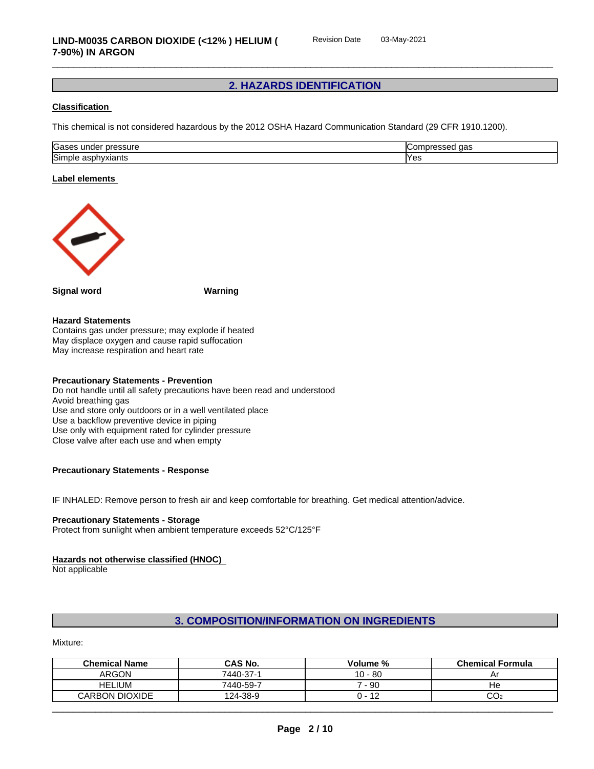## 2. HAZARDS IDENTIFICATION

**Classification**

This chemical is not considered hazardous by the 2012 OSHA Hazard Communication Standard (29 CFR 1910.1200).

| | |
|---|---|
| Gases under pressure | Compressed gas |
| Simple asphyxiants | Yes |

**Label elements**

**Signal word** **Warning**

**Hazard Statements**
Contains gas under pressure; may explode if heated
May displace oxygen and cause rapid suffocation
May increase respiration and heart rate

**Precautionary Statements - Prevention**
Do not handle until all safety precautions have been read and understood
Avoid breathing gas
Use and store only outdoors or in a well ventilated place
Use a backflow preventive device in piping
Use only with equipment rated for cylinder pressure
Close valve after each use and when empty

**Precautionary Statements - Response**

IF INHALED: Remove person to fresh air and keep comfortable for breathing. Get medical attention/advice.

**Precautionary Statements - Storage**
Protect from sunlight when ambient temperature exceeds 52°C/125°F

**Hazards not otherwise classified (HNOC)**
Not applicable

## 3. COMPOSITION/INFORMATION ON INGREDIENTS

Mixture:

| Chemical Name | CAS No. | Volume % | Chemical Formula |
|---|---|---|---|
| ARGON | 7440-37-1 | 10 - 80 | Ar |
| HELIUM | 7440-59-7 | 7 - 90 | He |
| CARBON DIOXIDE | 124-38-9 | 0 - 12 | $CO_2$ |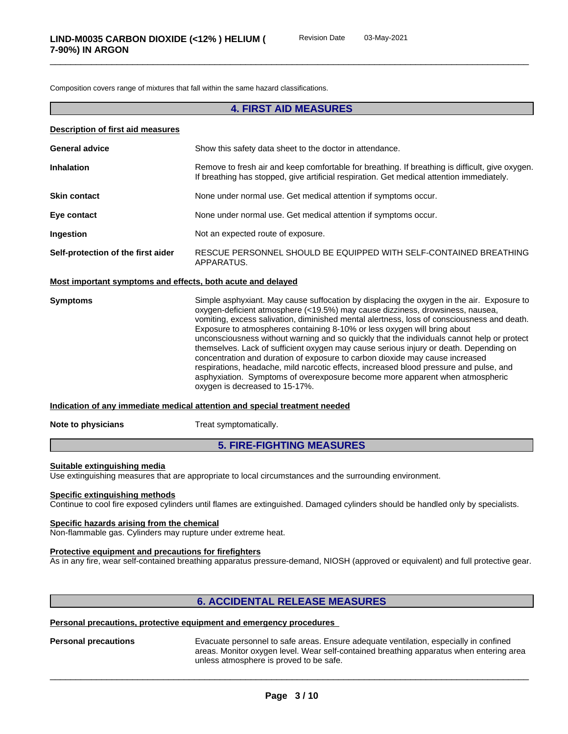Composition covers range of mixtures that fall within the same hazard classifications.

## 4. FIRST AID MEASURES

**Description of first aid measures**

| | |
|---|---|
| **General advice** | Show this safety data sheet to the doctor in attendance. |
| **Inhalation** | Remove to fresh air and keep comfortable for breathing. If breathing is difficult, give oxygen. If breathing has stopped, give artificial respiration. Get medical attention immediately. |
| **Skin contact** | None under normal use. Get medical attention if symptoms occur. |
| **Eye contact** | None under normal use. Get medical attention if symptoms occur. |
| **Ingestion** | Not an expected route of exposure. |
| **Self-protection of the first aider** | RESCUE PERSONNEL SHOULD BE EQUIPPED WITH SELF-CONTAINED BREATHING APPARATUS. |

**Most important symptoms and effects, both acute and delayed**

| | |
|---|---|
| **Symptoms** | Simple asphyxiant. May cause suffocation by displacing the oxygen in the air. Exposure to oxygen-deficient atmosphere (<19.5%) may cause dizziness, drowsiness, nausea, vomiting, excess salivation, diminished mental alertness, loss of consciousness and death. Exposure to atmospheres containing 8-10% or less oxygen will bring about unconsciousness without warning and so quickly that the individuals cannot help or protect themselves. Lack of sufficient oxygen may cause serious injury or death. Depending on concentration and duration of exposure to carbon dioxide may cause increased respirations, headache, mild narcotic effects, increased blood pressure and pulse, and asphyxiation. Symptoms of overexposure become more apparent when atmospheric oxygen is decreased to 15-17%. |

**Indication of any immediate medical attention and special treatment needed**

| | |
|---|---|
| **Note to physicians** | Treat symptomatically. |

## 5. FIRE-FIGHTING MEASURES

**Suitable extinguishing media**
Use extinguishing measures that are appropriate to local circumstances and the surrounding environment.

**Specific extinguishing methods**
Continue to cool fire exposed cylinders until flames are extinguished. Damaged cylinders should be handled only by specialists.

**Specific hazards arising from the chemical**
Non-flammable gas. Cylinders may rupture under extreme heat.

**Protective equipment and precautions for firefighters**
As in any fire, wear self-contained breathing apparatus pressure-demand, NIOSH (approved or equivalent) and full protective gear.

## 6. ACCIDENTAL RELEASE MEASURES

**Personal precautions, protective equipment and emergency procedures**

| | |
|---|---|
| **Personal precautions** | Evacuate personnel to safe areas. Ensure adequate ventilation, especially in confined areas. Monitor oxygen level. Wear self-contained breathing apparatus when entering area unless atmosphere is proved to be safe. |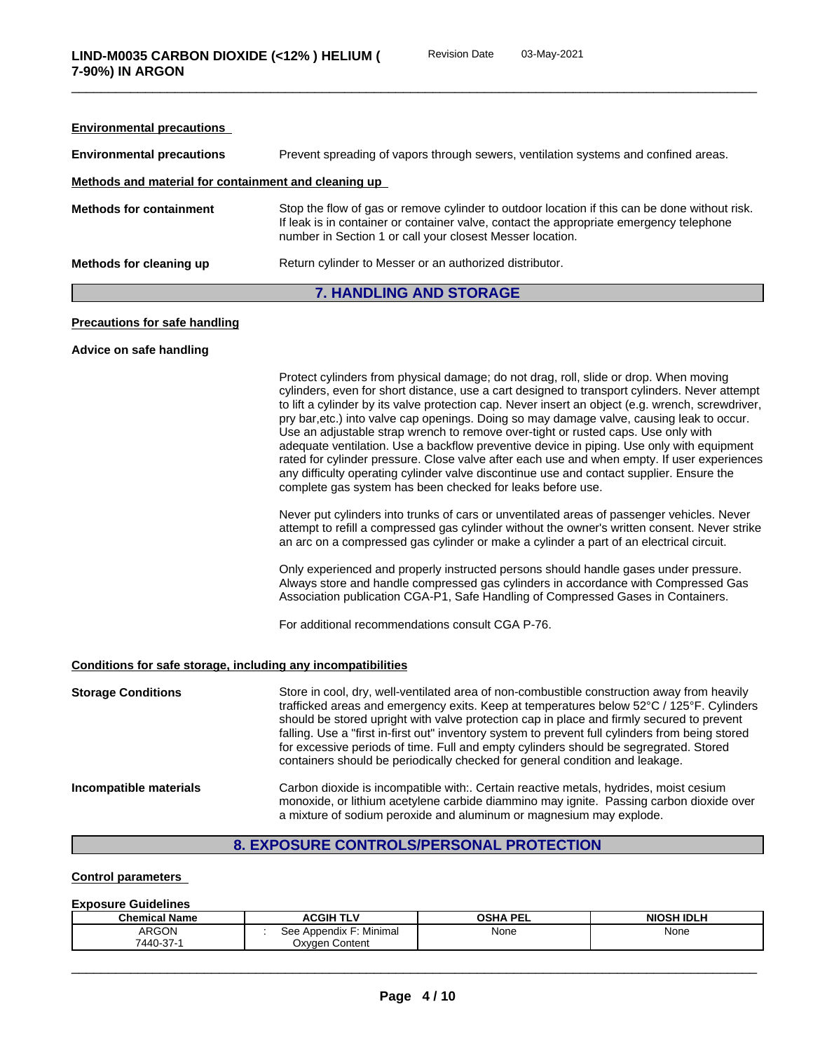#### Environmental precautions

**Environmental precautions** Prevent spreading of vapors through sewers, ventilation systems and confined areas.

#### Methods and material for containment and cleaning up

**Methods for containment** Stop the flow of gas or remove cylinder to outdoor location if this can be done without risk. If leak is in container or container valve, contact the appropriate emergency telephone number in Section 1 or call your closest Messer location.

**Methods for cleaning up** Return cylinder to Messer or an authorized distributor.

## 7. HANDLING AND STORAGE

#### Precautions for safe handling

**Advice on safe handling**

Protect cylinders from physical damage; do not drag, roll, slide or drop. When moving cylinders, even for short distance, use a cart designed to transport cylinders. Never attempt to lift a cylinder by its valve protection cap. Never insert an object (e.g. wrench, screwdriver, pry bar,etc.) into valve cap openings. Doing so may damage valve, causing leak to occur. Use an adjustable strap wrench to remove over-tight or rusted caps. Use only with adequate ventilation. Use a backflow preventive device in piping. Use only with equipment rated for cylinder pressure. Close valve after each use and when empty. If user experiences any difficulty operating cylinder valve discontinue use and contact supplier. Ensure the complete gas system has been checked for leaks before use.

Never put cylinders into trunks of cars or unventilated areas of passenger vehicles. Never attempt to refill a compressed gas cylinder without the owner's written consent. Never strike an arc on a compressed gas cylinder or make a cylinder a part of an electrical circuit.

Only experienced and properly instructed persons should handle gases under pressure. Always store and handle compressed gas cylinders in accordance with Compressed Gas Association publication CGA-P1, Safe Handling of Compressed Gases in Containers.

For additional recommendations consult CGA P-76.

#### Conditions for safe storage, including any incompatibilities

**Storage Conditions** Store in cool, dry, well-ventilated area of non-combustible construction away from heavily trafficked areas and emergency exits. Keep at temperatures below 52°C / 125°F. Cylinders should be stored upright with valve protection cap in place and firmly secured to prevent falling. Use a "first in-first out" inventory system to prevent full cylinders from being stored for excessive periods of time. Full and empty cylinders should be segregated. Stored containers should be periodically checked for general condition and leakage.

**Incompatible materials** Carbon dioxide is incompatible with:. Certain reactive metals, hydrides, moist cesium monoxide, or lithium acetylene carbide diammino may ignite. Passing carbon dioxide over a mixture of sodium peroxide and aluminum or magnesium may explode.

## 8. EXPOSURE CONTROLS/PERSONAL PROTECTION

#### Control parameters

**Exposure Guidelines**

| Chemical Name | ACGIH TLV | OSHA PEL | NIOSH IDLH |
|---|---|---|---|
| ARGON 7440-37-1 | : See Appendix F: Minimal Oxygen Content | None | None |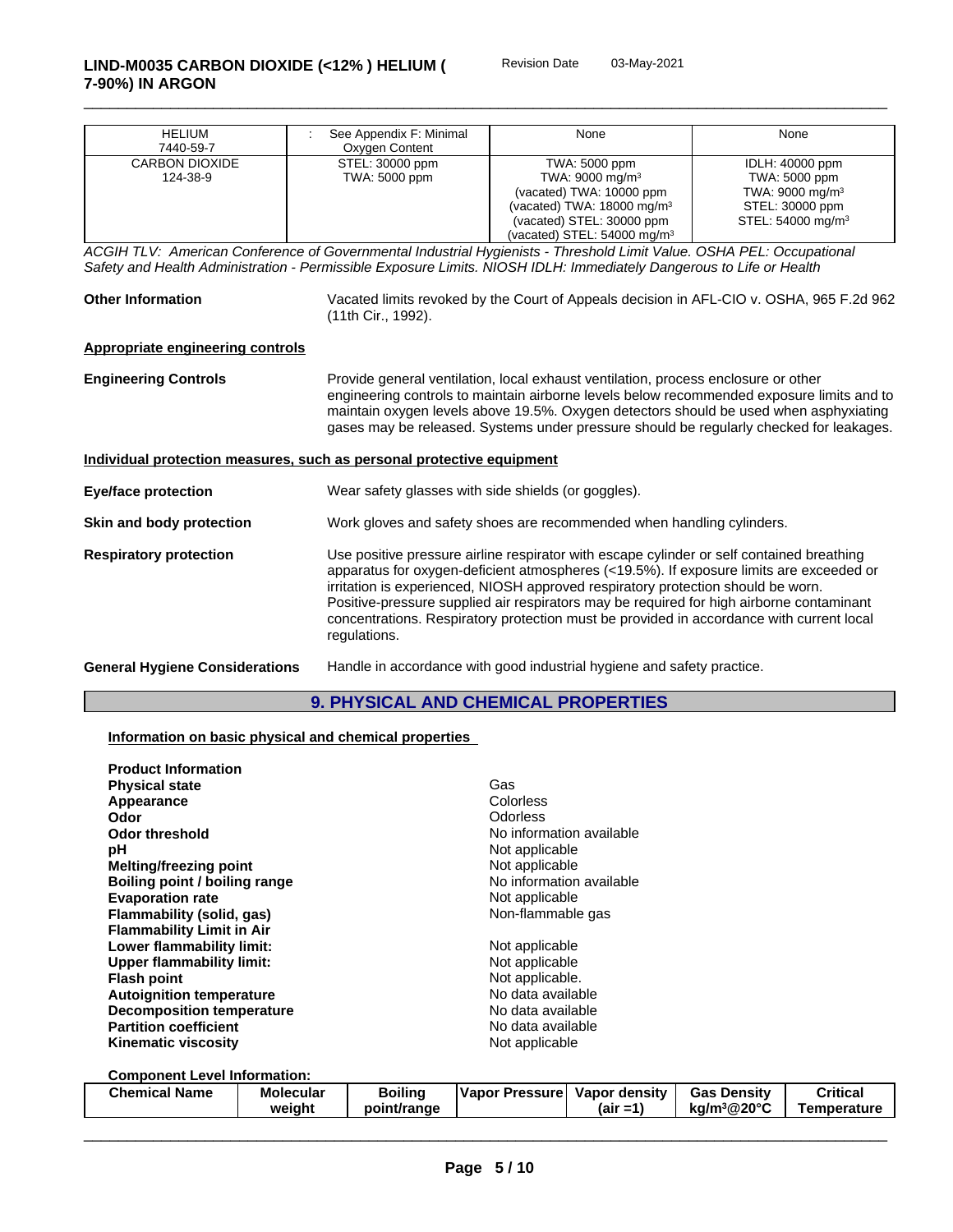| | | | |
|---|---|---|---|
| HELIUM<br>7440-59-7 | : See Appendix F: Minimal Oxygen Content | None | None |
| CARBON DIOXIDE<br>124-38-9 | STEL: 30000 ppm<br>TWA: 5000 ppm | TWA: 5000 ppm<br>TWA: 9000 mg/m³<br>(vacated) TWA: 10000 ppm<br>(vacated) TWA: 18000 mg/m³<br>(vacated) STEL: 30000 ppm<br>(vacated) STEL: 54000 mg/m³ | IDLH: 40000 ppm<br>TWA: 5000 ppm<br>TWA: 9000 mg/m³<br>STEL: 30000 ppm<br>STEL: 54000 mg/m³ |

*ACGIH TLV: American Conference of Governmental Industrial Hygienists - Threshold Limit Value. OSHA PEL: Occupational Safety and Health Administration - Permissible Exposure Limits. NIOSH IDLH: Immediately Dangerous to Life or Health*

**Other Information** Vacated limits revoked by the Court of Appeals decision in AFL-CIO v. OSHA, 965 F.2d 962 (11th Cir., 1992).

**Appropriate engineering controls**

**Engineering Controls** Provide general ventilation, local exhaust ventilation, process enclosure or other engineering controls to maintain airborne levels below recommended exposure limits and to maintain oxygen levels above 19.5%. Oxygen detectors should be used when asphyxiating gases may be released. Systems under pressure should be regularly checked for leakages.

**Individual protection measures, such as personal protective equipment**

**Eye/face protection** Wear safety glasses with side shields (or goggles).

**Skin and body protection** Work gloves and safety shoes are recommended when handling cylinders.

**Respiratory protection** Use positive pressure airline respirator with escape cylinder or self contained breathing apparatus for oxygen-deficient atmospheres (<19.5%). If exposure limits are exceeded or irritation is experienced, NIOSH approved respiratory protection should be worn. Positive-pressure supplied air respirators may be required for high airborne contaminant concentrations. Respiratory protection must be provided in accordance with current local regulations.

**General Hygiene Considerations** Handle in accordance with good industrial hygiene and safety practice.

## 9. PHYSICAL AND CHEMICAL PROPERTIES

**Information on basic physical and chemical properties**

**Product Information**

| | |
|---|---|
| **Physical state** | Gas |
| **Appearance** | Colorless |
| **Odor** | Odorless |
| **Odor threshold** | No information available |
| **pH** | Not applicable |
| **Melting/freezing point** | Not applicable |
| **Boiling point / boiling range** | No information available |
| **Evaporation rate** | Not applicable |
| **Flammability (solid, gas)** | Non-flammable gas |
| **Flammability Limit in Air** | |
| **Lower flammability limit:** | Not applicable |
| **Upper flammability limit:** | Not applicable |
| **Flash point** | Not applicable. |
| **Autoignition temperature** | No data available |
| **Decomposition temperature** | No data available |
| **Partition coefficient** | No data available |
| **Kinematic viscosity** | Not applicable |

**Component Level Information:**

| Chemical Name | Molecular weight | Boiling point/range | Vapor Pressure | Vapor density (air =1) | Gas Density kg/m³@20°C | Critical Temperature |
|---|---|---|---|---|---|---|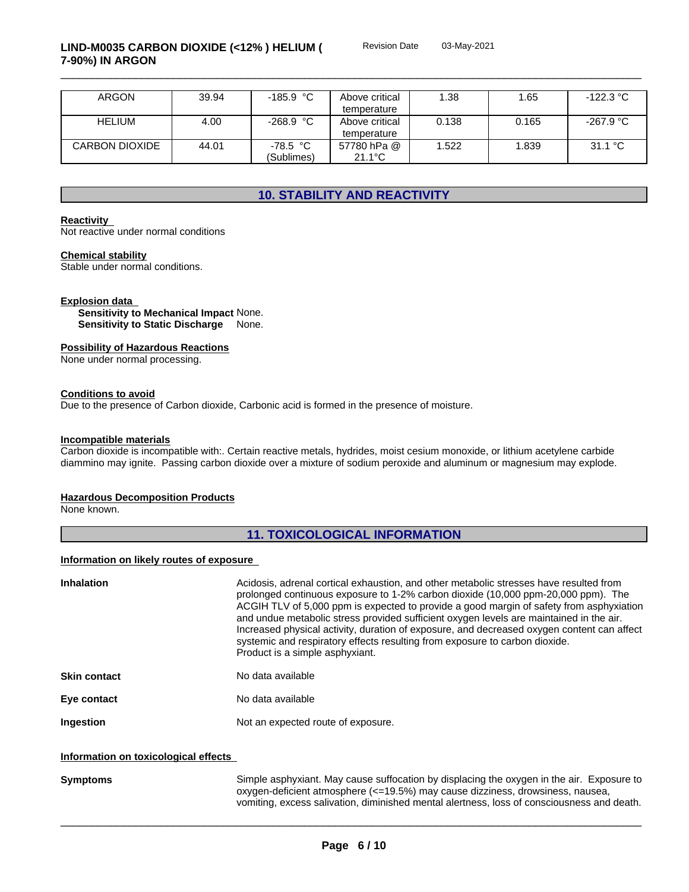| | | | | | | |
|---|---|---|---|---|---|---|
| ARGON | 39.94 | -185.9 °C | Above critical temperature | 1.38 | 1.65 | -122.3 °C |
| HELIUM | 4.00 | -268.9 °C | Above critical temperature | 0.138 | 0.165 | -267.9 °C |
| CARBON DIOXIDE | 44.01 | -78.5 °C (Sublimes) | 57780 hPa @ 21.1°C | 1.522 | 1.839 | 31.1 °C |

## 10. STABILITY AND REACTIVITY

**Reactivity**
Not reactive under normal conditions

**Chemical stability**
Stable under normal conditions.

**Explosion data**
**Sensitivity to Mechanical Impact** None.
**Sensitivity to Static Discharge** None.

**Possibility of Hazardous Reactions**
None under normal processing.

**Conditions to avoid**
Due to the presence of Carbon dioxide, Carbonic acid is formed in the presence of moisture.

**Incompatible materials**
Carbon dioxide is incompatible with:. Certain reactive metals, hydrides, moist cesium monoxide, or lithium acetylene carbide diammino may ignite. Passing carbon dioxide over a mixture of sodium peroxide and aluminum or magnesium may explode.

**Hazardous Decomposition Products**
None known.

## 11. TOXICOLOGICAL INFORMATION

**Information on likely routes of exposure**

**Inhalation** Acidosis, adrenal cortical exhaustion, and other metabolic stresses have resulted from prolonged continuous exposure to 1-2% carbon dioxide (10,000 ppm-20,000 ppm). The ACGIH TLV of 5,000 ppm is expected to provide a good margin of safety from asphyxiation and undue metabolic stress provided sufficient oxygen levels are maintained in the air. Increased physical activity, duration of exposure, and decreased oxygen content can affect systemic and respiratory effects resulting from exposure to carbon dioxide.
Product is a simple asphyxiant.

**Skin contact** No data available

**Eye contact** No data available

**Ingestion** Not an expected route of exposure.

**Information on toxicological effects**

**Symptoms** Simple asphyxiant. May cause suffocation by displacing the oxygen in the air. Exposure to oxygen-deficient atmosphere (<=19.5%) may cause dizziness, drowsiness, nausea, vomiting, excess salivation, diminished mental alertness, loss of consciousness and death.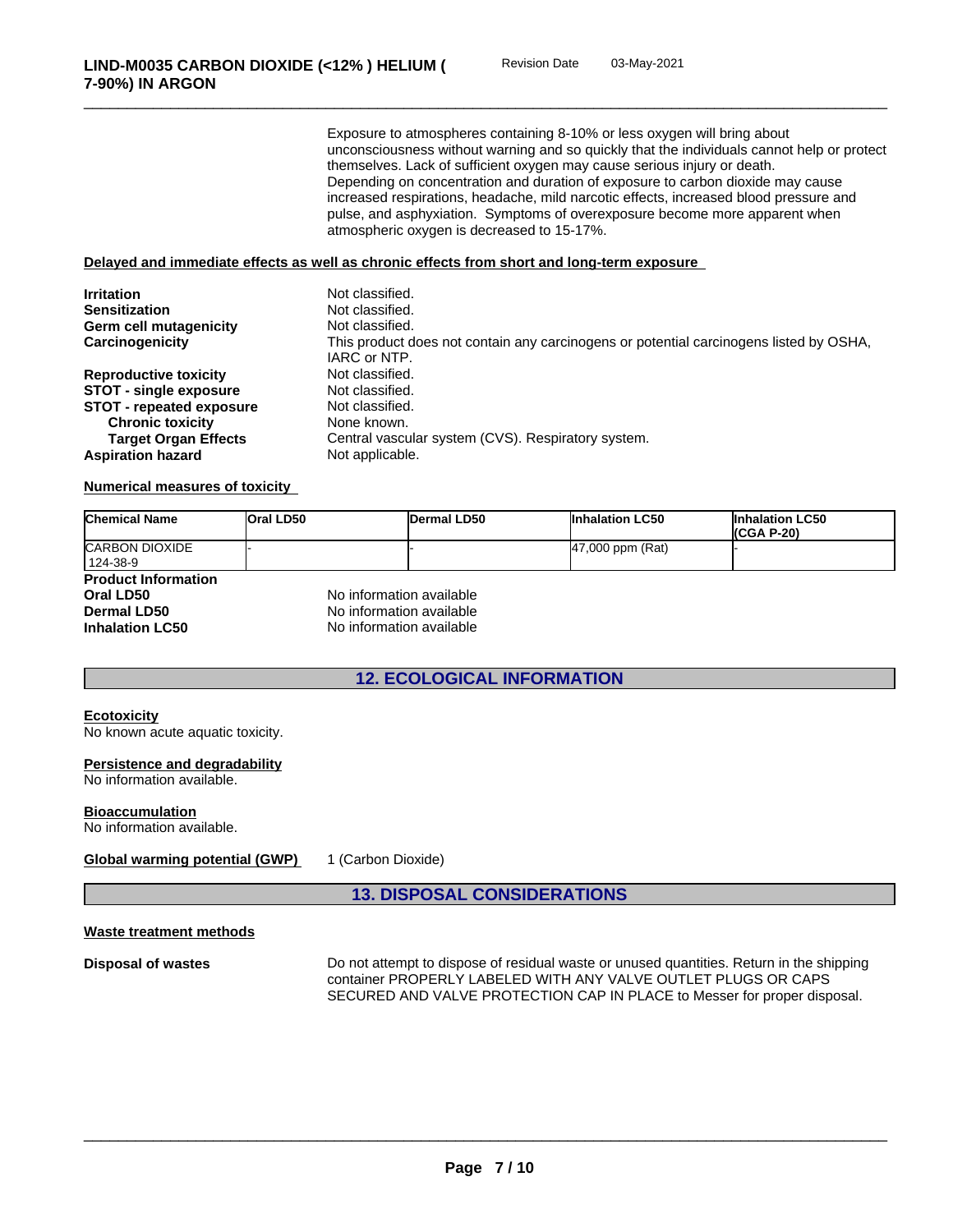Exposure to atmospheres containing 8-10% or less oxygen will bring about unconsciousness without warning and so quickly that the individuals cannot help or protect themselves. Lack of sufficient oxygen may cause serious injury or death. Depending on concentration and duration of exposure to carbon dioxide may cause increased respirations, headache, mild narcotic effects, increased blood pressure and pulse, and asphyxiation. Symptoms of overexposure become more apparent when atmospheric oxygen is decreased to 15-17%.

**Delayed and immediate effects as well as chronic effects from short and long-term exposure**

| | |
|---|---|
| **Irritation** | Not classified. |
| **Sensitization** | Not classified. |
| **Germ cell mutagenicity** | Not classified. |
| **Carcinogenicity** | This product does not contain any carcinogens or potential carcinogens listed by OSHA, IARC or NTP. |
| **Reproductive toxicity** | Not classified. |
| **STOT - single exposure** | Not classified. |
| **STOT - repeated exposure** | Not classified. |
| **Chronic toxicity** | None known. |
| **Target Organ Effects** | Central vascular system (CVS). Respiratory system. |
| **Aspiration hazard** | Not applicable. |

**Numerical measures of toxicity**

| Chemical Name | Oral LD50 | Dermal LD50 | Inhalation LC50 | Inhalation LC50 (CGA P-20) |
|---|---|---|---|---|
| CARBON DIOXIDE 124-38-9 | - | - | 47,000 ppm (Rat) | - |

**Product Information**

| | |
|---|---|
| **Oral LD50** | No information available |
| **Dermal LD50** | No information available |
| **Inhalation LC50** | No information available |

## 12. ECOLOGICAL INFORMATION

**Ecotoxicity**
No known acute aquatic toxicity.

**Persistence and degradability**
No information available.

**Bioaccumulation**
No information available.

**Global warming potential (GWP)** 1 (Carbon Dioxide)

## 13. DISPOSAL CONSIDERATIONS

**Waste treatment methods**

**Disposal of wastes** Do not attempt to dispose of residual waste or unused quantities. Return in the shipping container PROPERLY LABELED WITH ANY VALVE OUTLET PLUGS OR CAPS SECURED AND VALVE PROTECTION CAP IN PLACE to Messer for proper disposal.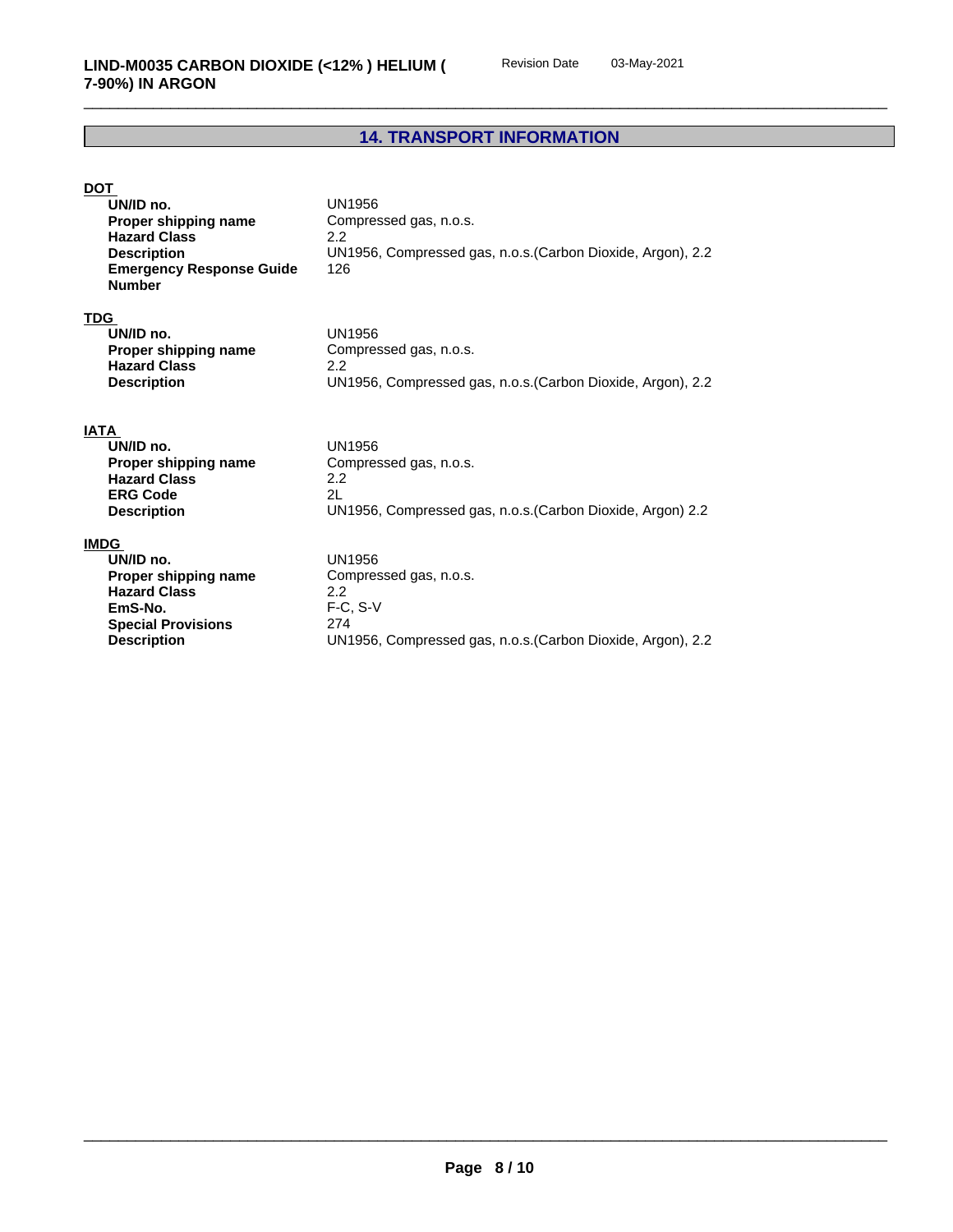## 14. TRANSPORT INFORMATION

**DOT**

| | |
|---|---|
| **UN/ID no.** | UN1956 |
| **Proper shipping name** | Compressed gas, n.o.s. |
| **Hazard Class** | 2.2 |
| **Description** | UN1956, Compressed gas, n.o.s.(Carbon Dioxide, Argon), 2.2 |
| **Emergency Response Guide Number** | 126 |

**TDG**

| | |
|---|---|
| **UN/ID no.** | UN1956 |
| **Proper shipping name** | Compressed gas, n.o.s. |
| **Hazard Class** | 2.2 |
| **Description** | UN1956, Compressed gas, n.o.s.(Carbon Dioxide, Argon), 2.2 |

**IATA**

| | |
|---|---|
| **UN/ID no.** | UN1956 |
| **Proper shipping name** | Compressed gas, n.o.s. |
| **Hazard Class** | 2.2 |
| **ERG Code** | 2L |
| **Description** | UN1956, Compressed gas, n.o.s.(Carbon Dioxide, Argon) 2.2 |

**IMDG**

| | |
|---|---|
| **UN/ID no.** | UN1956 |
| **Proper shipping name** | Compressed gas, n.o.s. |
| **Hazard Class** | 2.2 |
| **EmS-No.** | F-C, S-V |
| **Special Provisions** | 274 |
| **Description** | UN1956, Compressed gas, n.o.s.(Carbon Dioxide, Argon), 2.2 |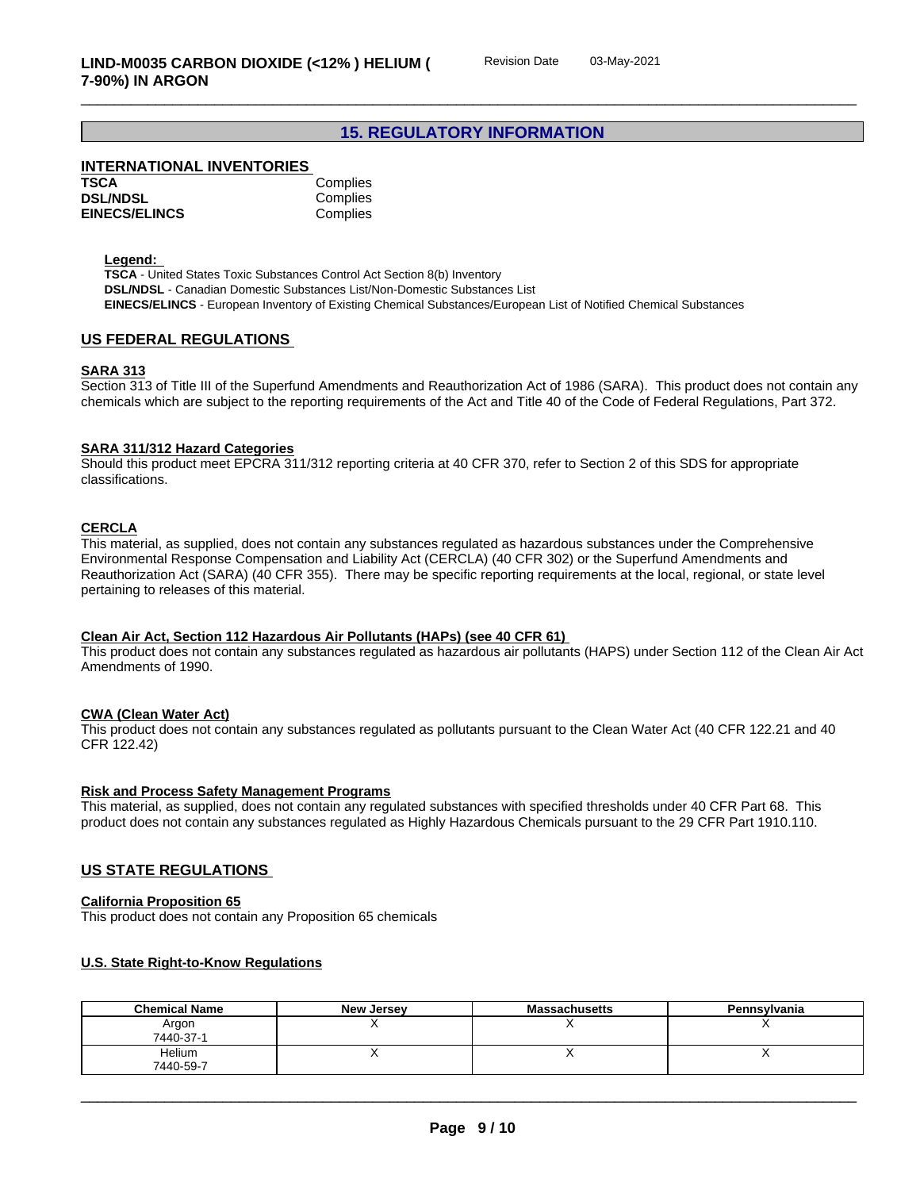## 15. REGULATORY INFORMATION

### INTERNATIONAL INVENTORIES

| | |
|---|---|
| **TSCA** | Complies |
| **DSL/NDSL** | Complies |
| **EINECS/ELINCS** | Complies |

**Legend:**
**TSCA** - United States Toxic Substances Control Act Section 8(b) Inventory
**DSL/NDSL** - Canadian Domestic Substances List/Non-Domestic Substances List
**EINECS/ELINCS** - European Inventory of Existing Chemical Substances/European List of Notified Chemical Substances

### US FEDERAL REGULATIONS

**SARA 313**
Section 313 of Title III of the Superfund Amendments and Reauthorization Act of 1986 (SARA). This product does not contain any chemicals which are subject to the reporting requirements of the Act and Title 40 of the Code of Federal Regulations, Part 372.

**SARA 311/312 Hazard Categories**
Should this product meet EPCRA 311/312 reporting criteria at 40 CFR 370, refer to Section 2 of this SDS for appropriate classifications.

**CERCLA**
This material, as supplied, does not contain any substances regulated as hazardous substances under the Comprehensive Environmental Response Compensation and Liability Act (CERCLA) (40 CFR 302) or the Superfund Amendments and Reauthorization Act (SARA) (40 CFR 355). There may be specific reporting requirements at the local, regional, or state level pertaining to releases of this material.

**Clean Air Act, Section 112 Hazardous Air Pollutants (HAPs) (see 40 CFR 61)**
This product does not contain any substances regulated as hazardous air pollutants (HAPS) under Section 112 of the Clean Air Act Amendments of 1990.

**CWA (Clean Water Act)**
This product does not contain any substances regulated as pollutants pursuant to the Clean Water Act (40 CFR 122.21 and 40 CFR 122.42)

**Risk and Process Safety Management Programs**
This material, as supplied, does not contain any regulated substances with specified thresholds under 40 CFR Part 68. This product does not contain any substances regulated as Highly Hazardous Chemicals pursuant to the 29 CFR Part 1910.110.

### US STATE REGULATIONS

**California Proposition 65**
This product does not contain any Proposition 65 chemicals

**U.S. State Right-to-Know Regulations**

| Chemical Name | New Jersey | Massachusetts | Pennsylvania |
|---|---|---|---|
| Argon 7440-37-1 | X | X | X |
| Helium 7440-59-7 | X | X | X |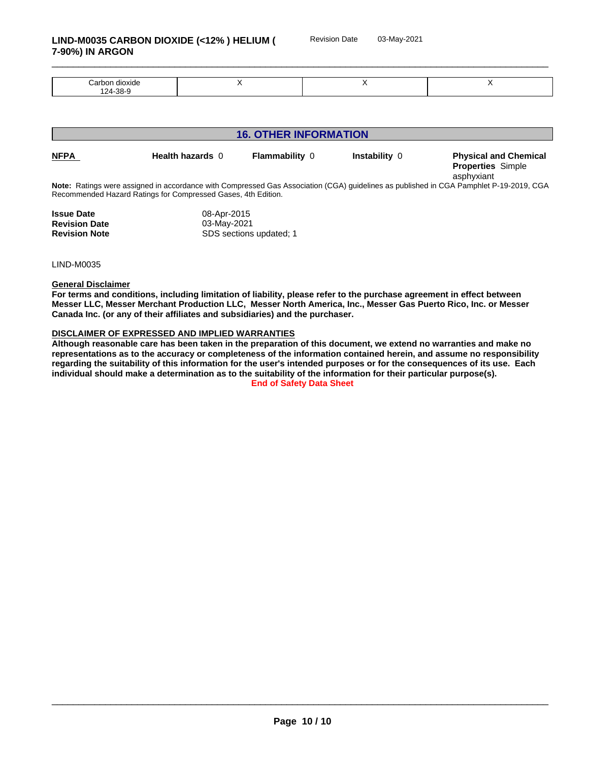| | | | |
|---|---|---|---|
| Carbon dioxide 124-38-9 | X | X | X |

## 16. OTHER INFORMATION

| | | | | |
|---|---|---|---|---|
| **NFPA** | **Health hazards** 0 | **Flammability** 0 | **Instability** 0 | **Physical and Chemical Properties** Simple asphyxiant |

**Note:** Ratings were assigned in accordance with Compressed Gas Association (CGA) guidelines as published in CGA Pamphlet P-19-2019, CGA Recommended Hazard Ratings for Compressed Gases, 4th Edition.

| | |
|---|---|
| **Issue Date** | 08-Apr-2015 |
| **Revision Date** | 03-May-2021 |
| **Revision Note** | SDS sections updated; 1 |

LIND-M0035

**General Disclaimer**

**For terms and conditions, including limitation of liability, please refer to the purchase agreement in effect between Messer LLC, Messer Merchant Production LLC, Messer North America, Inc., Messer Gas Puerto Rico, Inc. or Messer Canada Inc. (or any of their affiliates and subsidiaries) and the purchaser.**

**DISCLAIMER OF EXPRESSED AND IMPLIED WARRANTIES**

**Although reasonable care has been taken in the preparation of this document, we extend no warranties and make no representations as to the accuracy or completeness of the information contained herein, and assume no responsibility regarding the suitability of this information for the user's intended purposes or for the consequences of its use. Each individual should make a determination as to the suitability of the information for their particular purpose(s).**

**End of Safety Data Sheet**